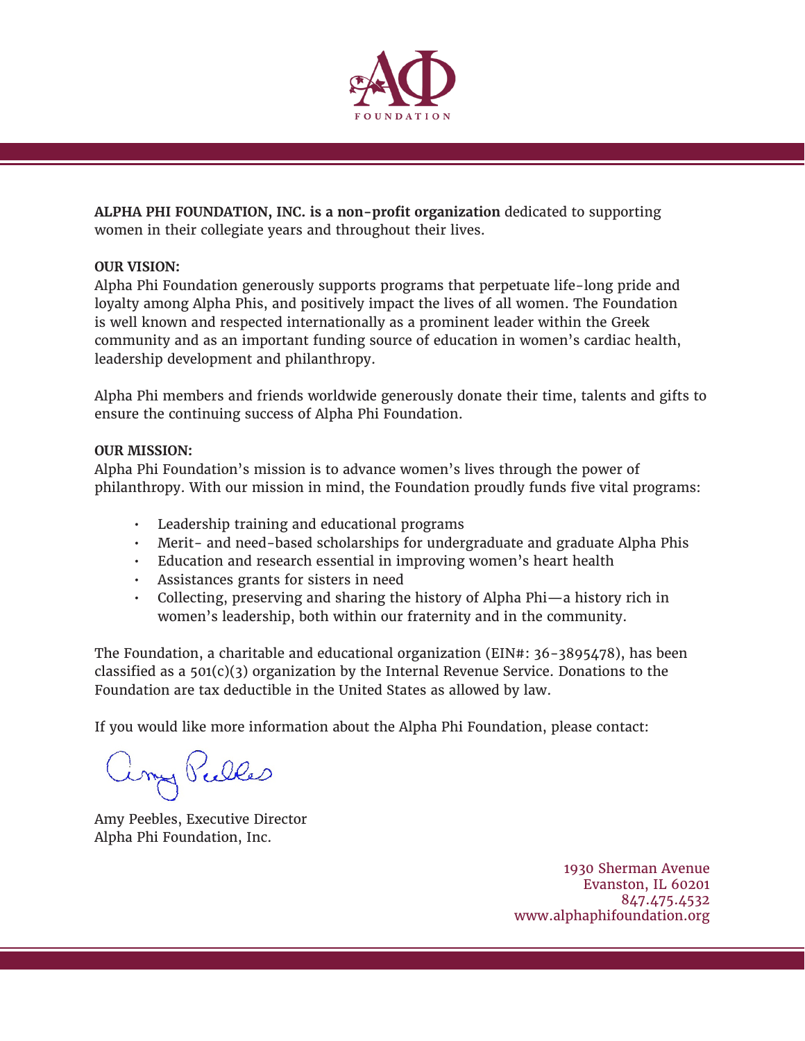ΑΦ FOUNDATION

**ALPHA PHI FOUNDATION, INC. is a non-profit organization** dedicated to supporting women in their collegiate years and throughout their lives.

**OUR VISION:**
Alpha Phi Foundation generously supports programs that perpetuate life-long pride and loyalty among Alpha Phis, and positively impact the lives of all women. The Foundation is well known and respected internationally as a prominent leader within the Greek community and as an important funding source of education in women's cardiac health, leadership development and philanthropy.

Alpha Phi members and friends worldwide generously donate their time, talents and gifts to ensure the continuing success of Alpha Phi Foundation.

**OUR MISSION:**
Alpha Phi Foundation's mission is to advance women's lives through the power of philanthropy. With our mission in mind, the Foundation proudly funds five vital programs:

- Leadership training and educational programs
- Merit- and need-based scholarships for undergraduate and graduate Alpha Phis
- Education and research essential in improving women's heart health
- Assistances grants for sisters in need
- Collecting, preserving and sharing the history of Alpha Phi—a history rich in women's leadership, both within our fraternity and in the community.

The Foundation, a charitable and educational organization (EIN#: 36-3895478), has been classified as a 501(c)(3) organization by the Internal Revenue Service. Donations to the Foundation are tax deductible in the United States as allowed by law.

If you would like more information about the Alpha Phi Foundation, please contact:

Amy Peebles

Amy Peebles, Executive Director
Alpha Phi Foundation, Inc.

1930 Sherman Avenue
Evanston, IL 60201
847.475.4532
www.alphaphifoundation.org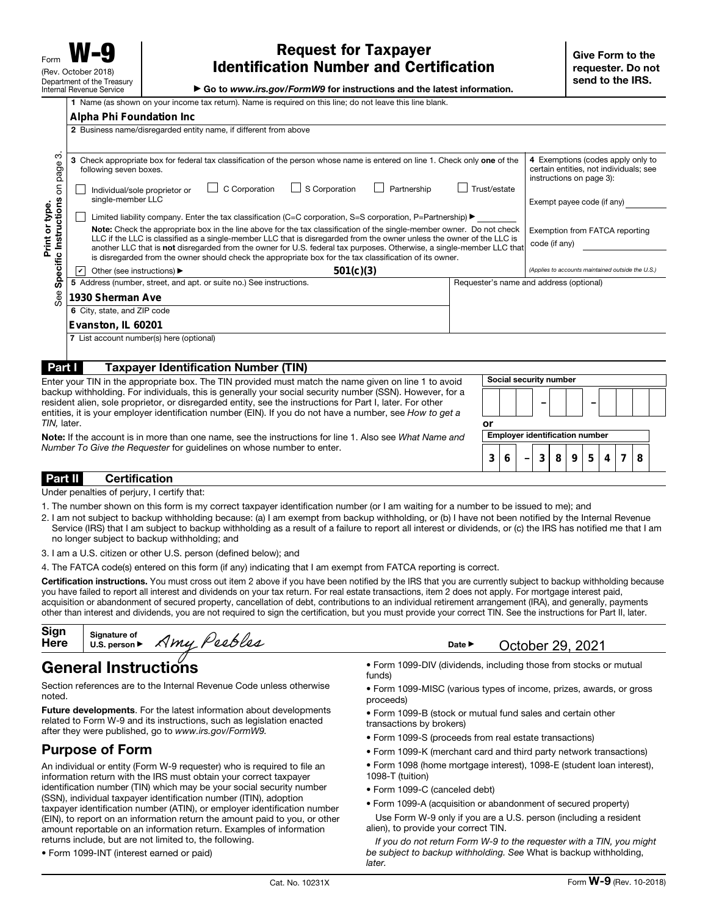Form **W-9**
(Rev. October 2018)
Department of the Treasury
Internal Revenue Service

# Request for Taxpayer Identification Number and Certification

▶ Go to *www.irs.gov/FormW9* for instructions and the latest information.

**Give Form to the requester. Do not send to the IRS.**

**Print or type.**
See **Specific Instructions** on page 3.

1 Name (as shown on your income tax return). Name is required on this line; do not leave this line blank.

**Alpha Phi Foundation Inc**

2 Business name/disregarded entity name, if different from above

3 Check appropriate box for federal tax classification of the person whose name is entered on line 1. Check only **one** of the following seven boxes.

- ☐ Individual/sole proprietor or single-member LLC
- ☐ C Corporation
- ☐ S Corporation
- ☐ Partnership
- ☐ Trust/estate
- ☐ Limited liability company. Enter the tax classification (C=C corporation, S=S corporation, P=Partnership) ▶

**Note:** Check the appropriate box in the line above for the tax classification of the single-member owner. Do not check LLC if the LLC is classified as a single-member LLC that is disregarded from the owner unless the owner of the LLC is another LLC that is **not** disregarded from the owner for U.S. federal tax purposes. Otherwise, a single-member LLC that is disregarded from the owner should check the appropriate box for the tax classification of its owner.

- ☑ Other (see instructions) ▶ **501(c)(3)**

4 Exemptions (codes apply only to certain entities, not individuals; see instructions on page 3):

Exempt payee code (if any)

Exemption from FATCA reporting code (if any)

*(Applies to accounts maintained outside the U.S.)*

5 Address (number, street, and apt. or suite no.) See instructions.

**1930 Sherman Ave**

6 City, state, and ZIP code

**Evanston, IL 60201**

Requester's name and address (optional)

7 List account number(s) here (optional)

## Part I Taxpayer Identification Number (TIN)

Enter your TIN in the appropriate box. The TIN provided must match the name given on line 1 to avoid backup withholding. For individuals, this is generally your social security number (SSN). However, for a resident alien, sole proprietor, or disregarded entity, see the instructions for Part I, later. For other entities, it is your employer identification number (EIN). If you do not have a number, see *How to get a TIN,* later.

**Note:** If the account is in more than one name, see the instructions for line 1. Also see *What Name and Number To Give the Requester* for guidelines on whose number to enter.

**Social security number**

– –

or

**Employer identification number**

**36 – 3895478**

## Part II Certification

Under penalties of perjury, I certify that:

1. The number shown on this form is my correct taxpayer identification number (or I am waiting for a number to be issued to me); and
2. I am not subject to backup withholding because: (a) I am exempt from backup withholding, or (b) I have not been notified by the Internal Revenue Service (IRS) that I am subject to backup withholding as a result of a failure to report all interest or dividends, or (c) the IRS has notified me that I am no longer subject to backup withholding; and
3. I am a U.S. citizen or other U.S. person (defined below); and
4. The FATCA code(s) entered on this form (if any) indicating that I am exempt from FATCA reporting is correct.

**Certification instructions.** You must cross out item 2 above if you have been notified by the IRS that you are currently subject to backup withholding because you have failed to report all interest and dividends on your tax return. For real estate transactions, item 2 does not apply. For mortgage interest paid, acquisition or abandonment of secured property, cancellation of debt, contributions to an individual retirement arrangement (IRA), and generally, payments other than interest and dividends, you are not required to sign the certification, but you must provide your correct TIN. See the instructions for Part II, later.

**Sign Here** Signature of U.S. person ▶ *Amy Peebles* Date ▶ October 29, 2021

# General Instructions

Section references are to the Internal Revenue Code unless otherwise noted.

**Future developments**. For the latest information about developments related to Form W-9 and its instructions, such as legislation enacted after they were published, go to *www.irs.gov/FormW9.*

## Purpose of Form

An individual or entity (Form W-9 requester) who is required to file an information return with the IRS must obtain your correct taxpayer identification number (TIN) which may be your social security number (SSN), individual taxpayer identification number (ITIN), adoption taxpayer identification number (ATIN), or employer identification number (EIN), to report on an information return the amount paid to you, or other amount reportable on an information return. Examples of information returns include, but are not limited to, the following.

- Form 1099-INT (interest earned or paid)
- Form 1099-DIV (dividends, including those from stocks or mutual funds)
- Form 1099-MISC (various types of income, prizes, awards, or gross proceeds)
- Form 1099-B (stock or mutual fund sales and certain other transactions by brokers)
- Form 1099-S (proceeds from real estate transactions)
- Form 1099-K (merchant card and third party network transactions)
- Form 1098 (home mortgage interest), 1098-E (student loan interest), 1098-T (tuition)
- Form 1099-C (canceled debt)
- Form 1099-A (acquisition or abandonment of secured property)

Use Form W-9 only if you are a U.S. person (including a resident alien), to provide your correct TIN.

*If you do not return Form W-9 to the requester with a TIN, you might be subject to backup withholding. See* What is backup withholding, *later.*

Cat. No. 10231X Form **W-9** (Rev. 10-2018)